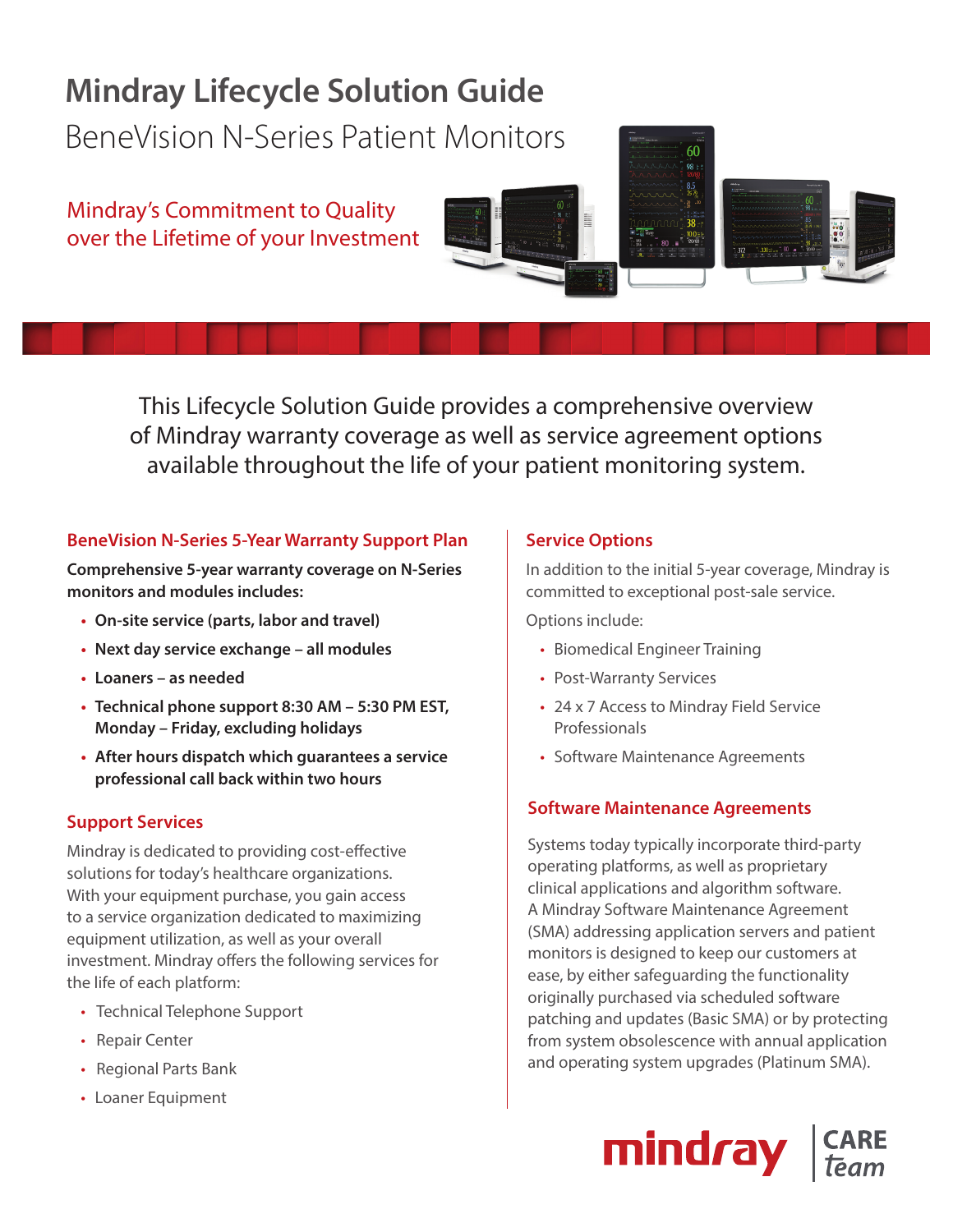# Mindray Lifecycle Solution Guide

## BeneVision N-Series Patient Monitors

Mindray's Commitment to Quality over the Lifetime of your Investment

This Lifecycle Solution Guide provides a comprehensive overview of Mindray warranty coverage as well as service agreement options available throughout the life of your patient monitoring system.

### BeneVision N-Series 5-Year Warranty Support Plan

**Comprehensive 5-year warranty coverage on N-Series monitors and modules includes:**

- **On-site service (parts, labor and travel)**
- **Next day service exchange – all modules**
- **Loaners – as needed**
- **Technical phone support 8:30 AM – 5:30 PM EST, Monday – Friday, excluding holidays**
- **After hours dispatch which guarantees a service professional call back within two hours**

### Support Services

Mindray is dedicated to providing cost-effective solutions for today's healthcare organizations. With your equipment purchase, you gain access to a service organization dedicated to maximizing equipment utilization, as well as your overall investment. Mindray offers the following services for the life of each platform:

- Technical Telephone Support
- Repair Center
- Regional Parts Bank
- Loaner Equipment

### Service Options

In addition to the initial 5-year coverage, Mindray is committed to exceptional post-sale service.

Options include:

- Biomedical Engineer Training
- Post-Warranty Services
- 24 x 7 Access to Mindray Field Service Professionals
- Software Maintenance Agreements

### Software Maintenance Agreements

Systems today typically incorporate third-party operating platforms, as well as proprietary clinical applications and algorithm software. A Mindray Software Maintenance Agreement (SMA) addressing application servers and patient monitors is designed to keep our customers at ease, by either safeguarding the functionality originally purchased via scheduled software patching and updates (Basic SMA) or by protecting from system obsolescence with annual application and operating system upgrades (Platinum SMA).

mindray | CARE team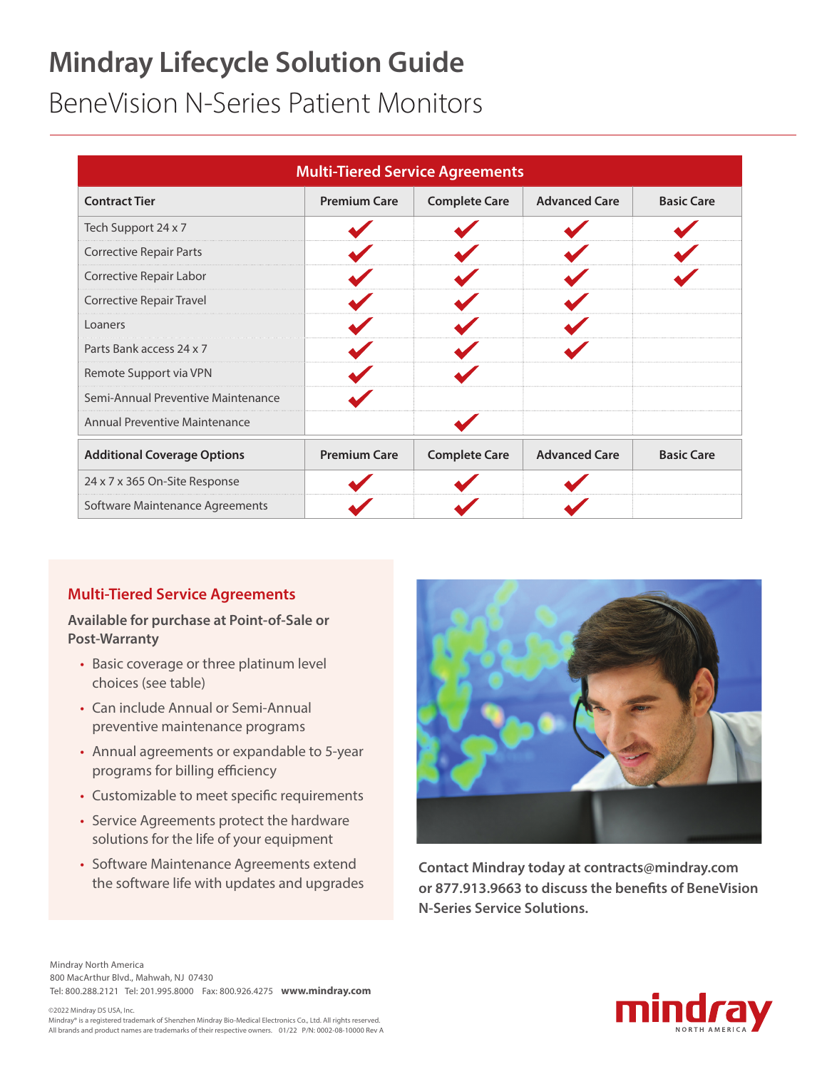# Mindray Lifecycle Solution Guide

## BeneVision N-Series Patient Monitors

**Multi-Tiered Service Agreements**

| Contract Tier | Premium Care | Complete Care | Advanced Care | Basic Care |
|---|---|---|---|---|
| Tech Support 24 x 7 | ✔ | ✔ | ✔ | ✔ |
| Corrective Repair Parts | ✔ | ✔ | ✔ | ✔ |
| Corrective Repair Labor | ✔ | ✔ | ✔ | ✔ |
| Corrective Repair Travel | ✔ | ✔ | ✔ | |
| Loaners | ✔ | ✔ | ✔ | |
| Parts Bank access 24 x 7 | ✔ | ✔ | ✔ | |
| Remote Support via VPN | ✔ | ✔ | | |
| Semi-Annual Preventive Maintenance | ✔ | | | |
| Annual Preventive Maintenance | | ✔ | | |
| **Additional Coverage Options** | **Premium Care** | **Complete Care** | **Advanced Care** | **Basic Care** |
| 24 x 7 x 365 On-Site Response | ✔ | ✔ | ✔ | |
| Software Maintenance Agreements | ✔ | ✔ | ✔ | |

### Multi-Tiered Service Agreements

**Available for purchase at Point-of-Sale or Post-Warranty**

- Basic coverage or three platinum level choices (see table)
- Can include Annual or Semi-Annual preventive maintenance programs
- Annual agreements or expandable to 5-year programs for billing efficiency
- Customizable to meet specific requirements
- Service Agreements protect the hardware solutions for the life of your equipment
- Software Maintenance Agreements extend the software life with updates and upgrades

**Contact Mindray today at contracts@mindray.com or 877.913.9663 to discuss the benefits of BeneVision N-Series Service Solutions.**

Mindray North America
800 MacArthur Blvd., Mahwah, NJ 07430
Tel: 800.288.2121 Tel: 201.995.8000 Fax: 800.926.4275 **www.mindray.com**

©2022 Mindray DS USA, Inc.
Mindray® is a registered trademark of Shenzhen Mindray Bio-Medical Electronics Co., Ltd. All rights reserved.
All brands and product names are trademarks of their respective owners. 01/22 P/N: 0002-08-10000 Rev A

mindray NORTH AMERICA